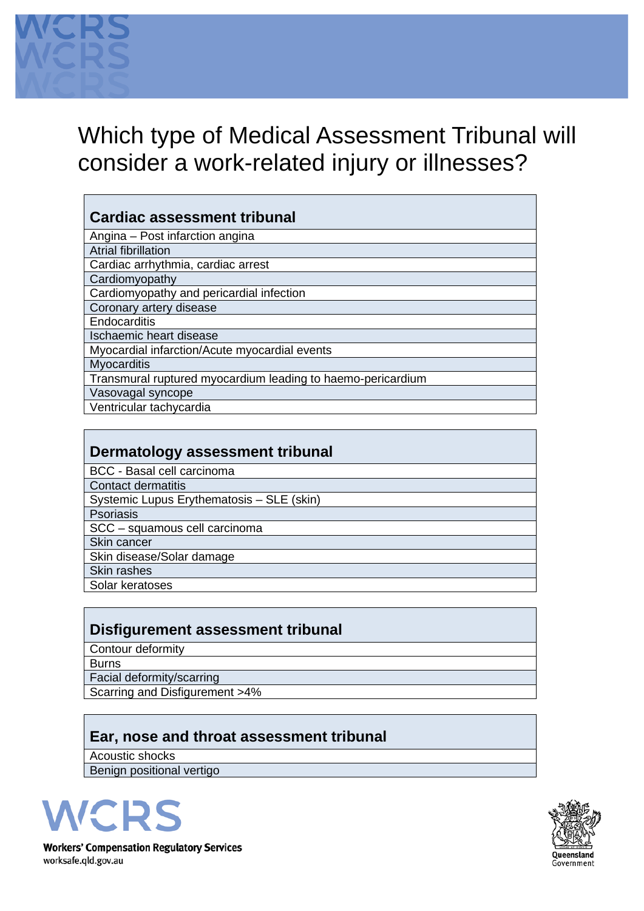# Which type of Medical Assessment Tribunal will consider a work-related injury or illnesses?

| Cardiac assessment tribunal |
|---|
| Angina – Post infarction angina |
| Atrial fibrillation |
| Cardiac arrhythmia, cardiac arrest |
| Cardiomyopathy |
| Cardiomyopathy and pericardial infection |
| Coronary artery disease |
| Endocarditis |
| Ischaemic heart disease |
| Myocardial infarction/Acute myocardial events |
| Myocarditis |
| Transmural ruptured myocardium leading to haemo-pericardium |
| Vasovagal syncope |
| Ventricular tachycardia |

| Dermatology assessment tribunal |
|---|
| BCC - Basal cell carcinoma |
| Contact dermatitis |
| Systemic Lupus Erythematosis – SLE (skin) |
| Psoriasis |
| SCC – squamous cell carcinoma |
| Skin cancer |
| Skin disease/Solar damage |
| Skin rashes |
| Solar keratoses |

| Disfigurement assessment tribunal |
|---|
| Contour deformity |
| Burns |
| Facial deformity/scarring |
| Scarring and Disfigurement >4% |

| Ear, nose and throat assessment tribunal |
|---|
| Acoustic shocks |
| Benign positional vertigo |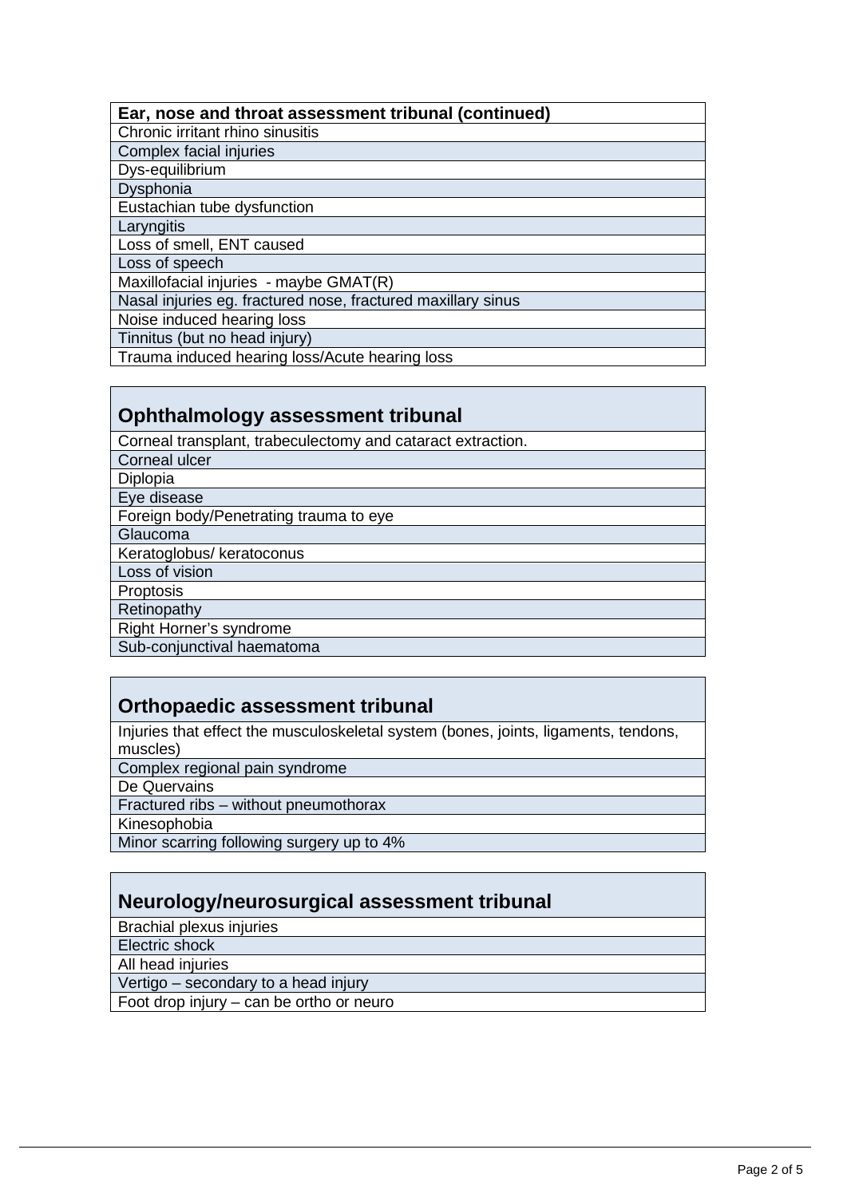| Ear, nose and throat assessment tribunal (continued) |
| --- |
| Chronic irritant rhino sinusitis |
| Complex facial injuries |
| Dys-equilibrium |
| Dysphonia |
| Eustachian tube dysfunction |
| Laryngitis |
| Loss of smell, ENT caused |
| Loss of speech |
| Maxillofacial injuries - maybe GMAT(R) |
| Nasal injuries eg. fractured nose, fractured maxillary sinus |
| Noise induced hearing loss |
| Tinnitus (but no head injury) |
| Trauma induced hearing loss/Acute hearing loss |

| Ophthalmology assessment tribunal |
| --- |
| Corneal transplant, trabeculectomy and cataract extraction. |
| Corneal ulcer |
| Diplopia |
| Eye disease |
| Foreign body/Penetrating trauma to eye |
| Glaucoma |
| Keratoglobus/ keratoconus |
| Loss of vision |
| Proptosis |
| Retinopathy |
| Right Horner's syndrome |
| Sub-conjunctival haematoma |

| Orthopaedic assessment tribunal |
| --- |
| Injuries that effect the musculoskeletal system (bones, joints, ligaments, tendons, muscles) |
| Complex regional pain syndrome |
| De Quervains |
| Fractured ribs – without pneumothorax |
| Kinesophobia |
| Minor scarring following surgery up to 4% |

| Neurology/neurosurgical assessment tribunal |
| --- |
| Brachial plexus injuries |
| Electric shock |
| All head injuries |
| Vertigo – secondary to a head injury |
| Foot drop injury – can be ortho or neuro |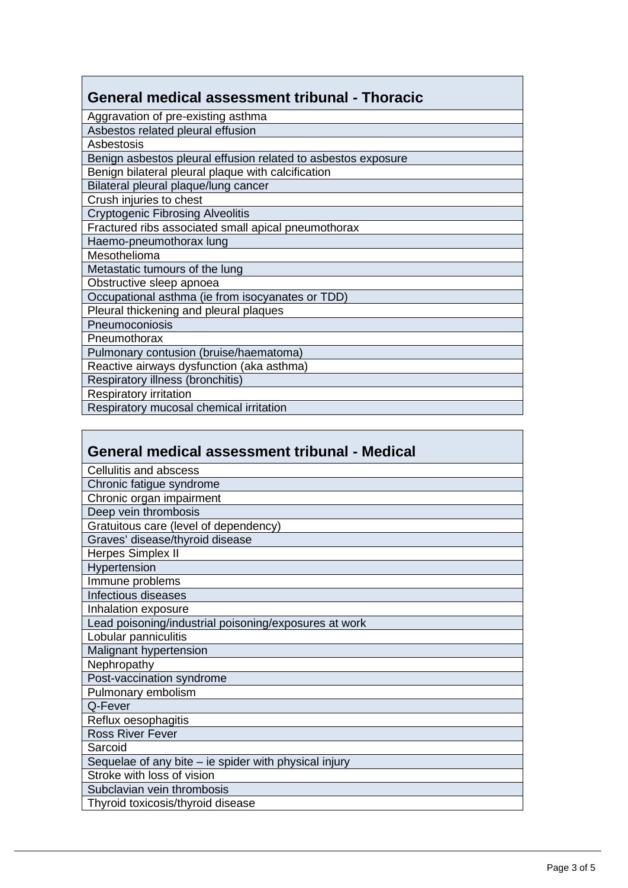| General medical assessment tribunal - Thoracic |
|---|
| Aggravation of pre-existing asthma |
| Asbestos related pleural effusion |
| Asbestosis |
| Benign asbestos pleural effusion related to asbestos exposure |
| Benign bilateral pleural plaque with calcification |
| Bilateral pleural plaque/lung cancer |
| Crush injuries to chest |
| Cryptogenic Fibrosing Alveolitis |
| Fractured ribs associated small apical pneumothorax |
| Haemo-pneumothorax lung |
| Mesothelioma |
| Metastatic tumours of the lung |
| Obstructive sleep apnoea |
| Occupational asthma (ie from isocyanates or TDD) |
| Pleural thickening and pleural plaques |
| Pneumoconiosis |
| Pneumothorax |
| Pulmonary contusion (bruise/haematoma) |
| Reactive airways dysfunction (aka asthma) |
| Respiratory illness (bronchitis) |
| Respiratory irritation |
| Respiratory mucosal chemical irritation |

| General medical assessment tribunal - Medical |
|---|
| Cellulitis and abscess |
| Chronic fatigue syndrome |
| Chronic organ impairment |
| Deep vein thrombosis |
| Gratuitous care (level of dependency) |
| Graves' disease/thyroid disease |
| Herpes Simplex II |
| Hypertension |
| Immune problems |
| Infectious diseases |
| Inhalation exposure |
| Lead poisoning/industrial poisoning/exposures at work |
| Lobular panniculitis |
| Malignant hypertension |
| Nephropathy |
| Post-vaccination syndrome |
| Pulmonary embolism |
| Q-Fever |
| Reflux oesophagitis |
| Ross River Fever |
| Sarcoid |
| Sequelae of any bite – ie spider with physical injury |
| Stroke with loss of vision |
| Subclavian vein thrombosis |
| Thyroid toxicosis/thyroid disease |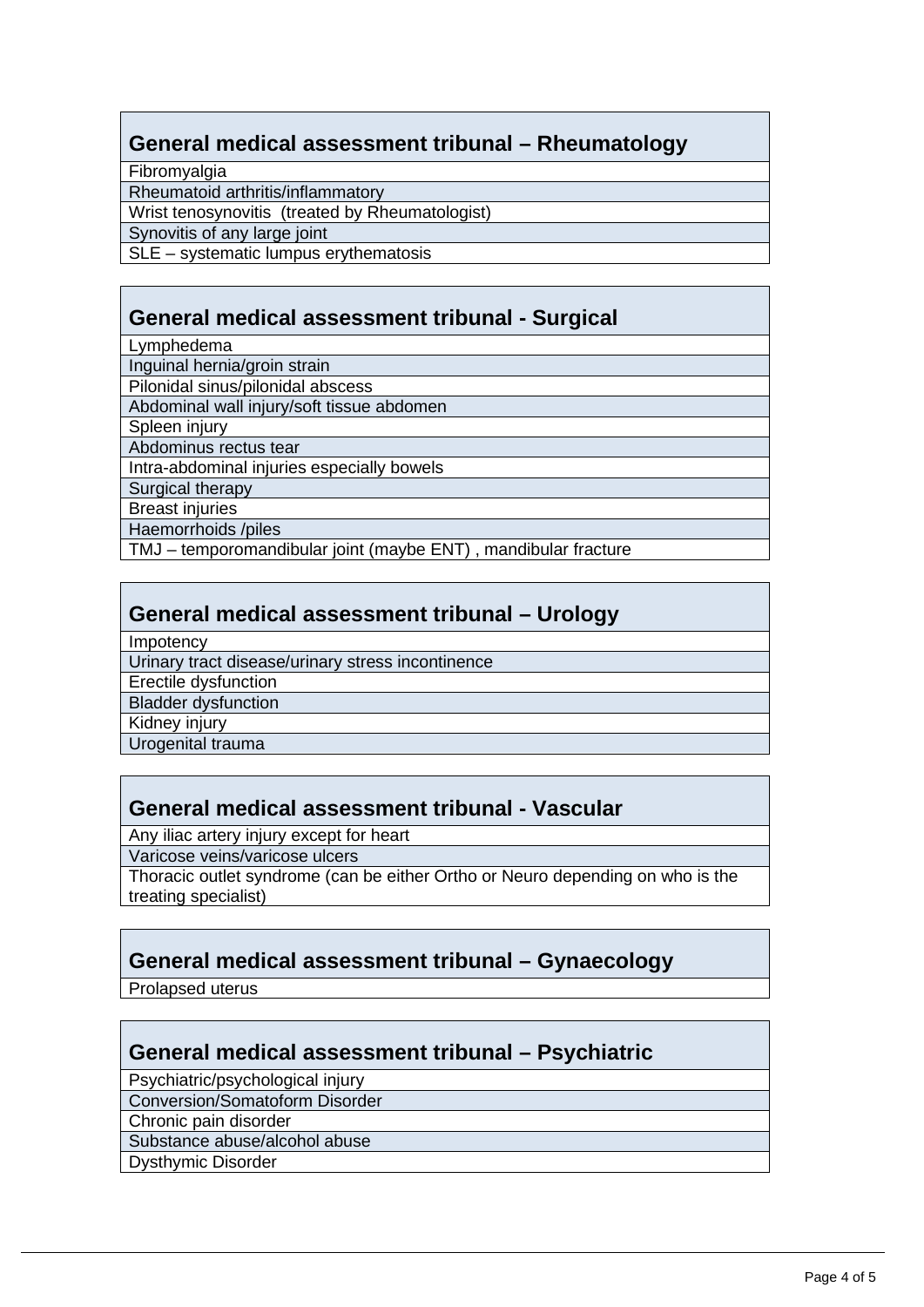| General medical assessment tribunal – Rheumatology |
|---|
| Fibromyalgia |
| Rheumatoid arthritis/inflammatory |
| Wrist tenosynovitis (treated by Rheumatologist) |
| Synovitis of any large joint |
| SLE – systematic lumpus erythematosis |

| General medical assessment tribunal - Surgical |
|---|
| Lymphedema |
| Inguinal hernia/groin strain |
| Pilonidal sinus/pilonidal abscess |
| Abdominal wall injury/soft tissue abdomen |
| Spleen injury |
| Abdominus rectus tear |
| Intra-abdominal injuries especially bowels |
| Surgical therapy |
| Breast injuries |
| Haemorrhoids /piles |
| TMJ – temporomandibular joint (maybe ENT) , mandibular fracture |

| General medical assessment tribunal – Urology |
|---|
| Impotency |
| Urinary tract disease/urinary stress incontinence |
| Erectile dysfunction |
| Bladder dysfunction |
| Kidney injury |
| Urogenital trauma |

| General medical assessment tribunal - Vascular |
|---|
| Any iliac artery injury except for heart |
| Varicose veins/varicose ulcers |
| Thoracic outlet syndrome (can be either Ortho or Neuro depending on who is the treating specialist) |

| General medical assessment tribunal – Gynaecology |
|---|
| Prolapsed uterus |

| General medical assessment tribunal – Psychiatric |
|---|
| Psychiatric/psychological injury |
| Conversion/Somatoform Disorder |
| Chronic pain disorder |
| Substance abuse/alcohol abuse |
| Dysthymic Disorder |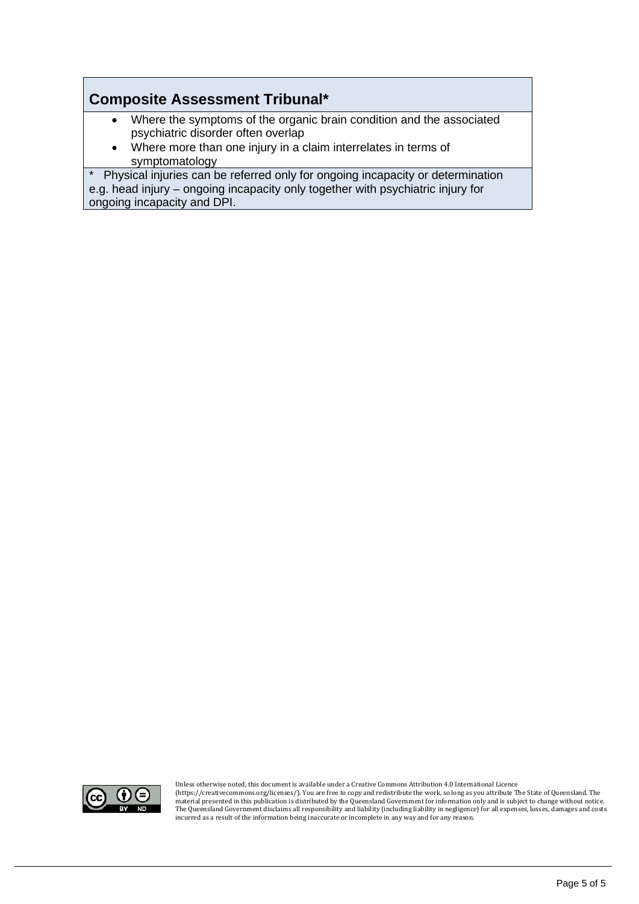## Composite Assessment Tribunal*

- Where the symptoms of the organic brain condition and the associated psychiatric disorder often overlap
- Where more than one injury in a claim interrelates in terms of symptomatology

* Physical injuries can be referred only for ongoing incapacity or determination e.g. head injury – ongoing incapacity only together with psychiatric injury for ongoing incapacity and DPI.

Unless otherwise noted, this document is available under a Creative Commons Attribution 4.0 International Licence (https://creativecommons.org/licenses/). You are free to copy and redistribute the work, so long as you attribute The State of Queensland. The material presented in this publication is distributed by the Queensland Government for information only and is subject to change without notice. The Queensland Government disclaims all responsibility and liability (including liability in negligence) for all expenses, losses, damages and costs incurred as a result of the information being inaccurate or incomplete in any way and for any reason.